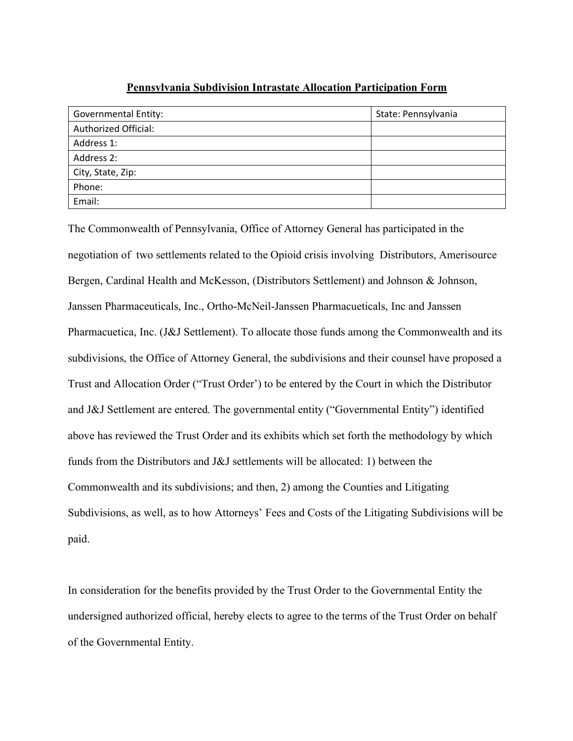**Pennsylvania Subdivision Intrastate Allocation Participation Form**

| Governmental Entity: | State: Pennsylvania |
|---|---|
| Authorized Official: | |
| Address 1: | |
| Address 2: | |
| City, State, Zip: | |
| Phone: | |
| Email: | |

The Commonwealth of Pennsylvania, Office of Attorney General has participated in the negotiation of two settlements related to the Opioid crisis involving Distributors, Amerisource Bergen, Cardinal Health and McKesson, (Distributors Settlement) and Johnson & Johnson, Janssen Pharmaceuticals, Inc., Ortho-McNeil-Janssen Pharmacueticals, Inc and Janssen Pharmacuetica, Inc. (J&J Settlement). To allocate those funds among the Commonwealth and its subdivisions, the Office of Attorney General, the subdivisions and their counsel have proposed a Trust and Allocation Order ("Trust Order') to be entered by the Court in which the Distributor and J&J Settlement are entered. The governmental entity ("Governmental Entity") identified above has reviewed the Trust Order and its exhibits which set forth the methodology by which funds from the Distributors and J&J settlements will be allocated: 1) between the Commonwealth and its subdivisions; and then, 2) among the Counties and Litigating Subdivisions, as well, as to how Attorneys' Fees and Costs of the Litigating Subdivisions will be paid.

In consideration for the benefits provided by the Trust Order to the Governmental Entity the undersigned authorized official, hereby elects to agree to the terms of the Trust Order on behalf of the Governmental Entity.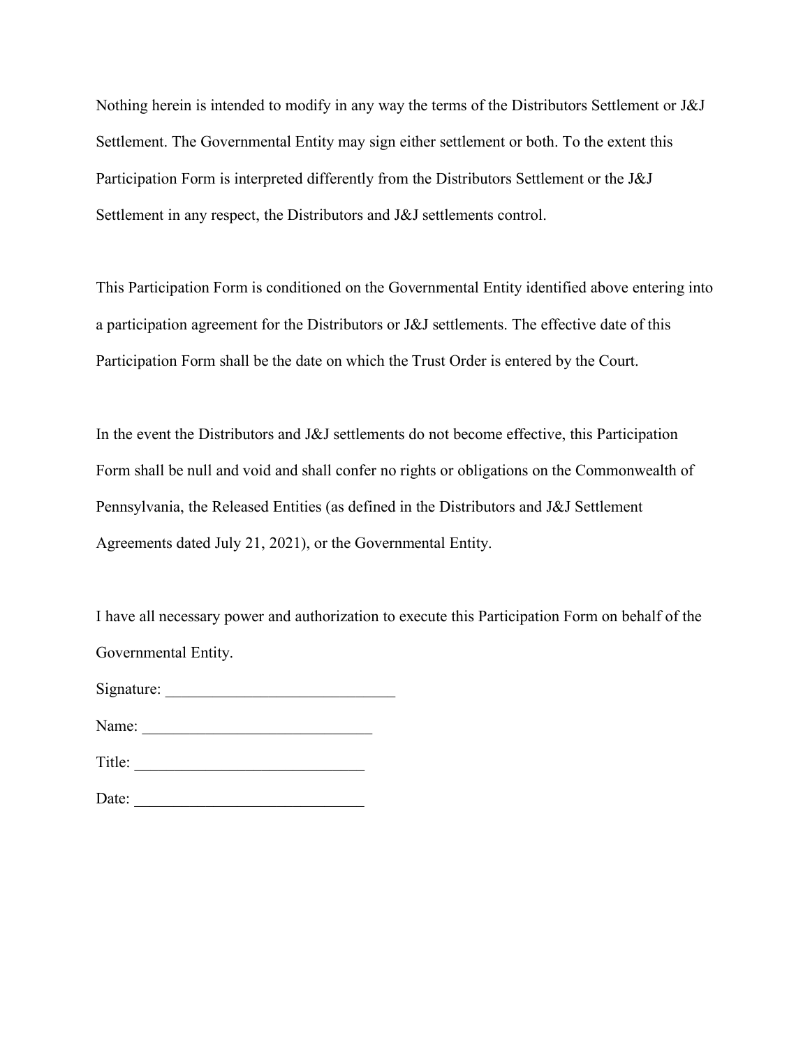Nothing herein is intended to modify in any way the terms of the Distributors Settlement or J&J Settlement. The Governmental Entity may sign either settlement or both. To the extent this Participation Form is interpreted differently from the Distributors Settlement or the J&J Settlement in any respect, the Distributors and J&J settlements control.

This Participation Form is conditioned on the Governmental Entity identified above entering into a participation agreement for the Distributors or J&J settlements. The effective date of this Participation Form shall be the date on which the Trust Order is entered by the Court.

In the event the Distributors and J&J settlements do not become effective, this Participation Form shall be null and void and shall confer no rights or obligations on the Commonwealth of Pennsylvania, the Released Entities (as defined in the Distributors and J&J Settlement Agreements dated July 21, 2021), or the Governmental Entity.

I have all necessary power and authorization to execute this Participation Form on behalf of the Governmental Entity.

Signature: _____________________________

Name: _____________________________

Title: _____________________________

Date: _____________________________